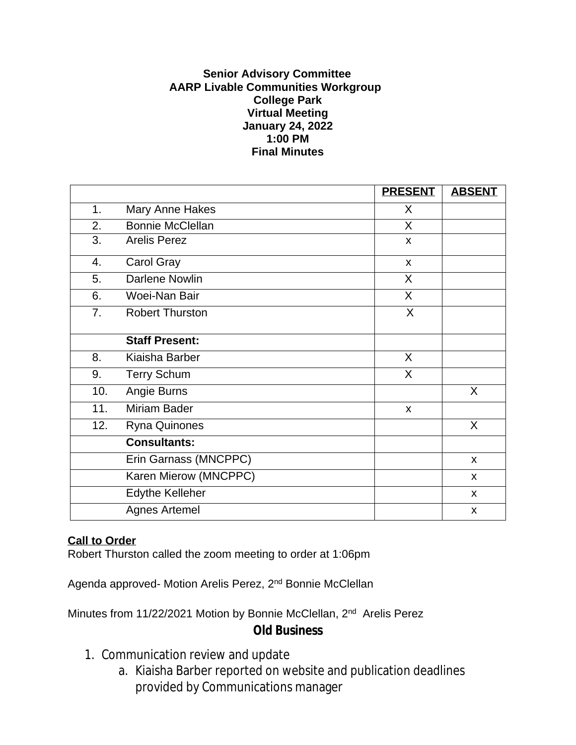**Senior Advisory Committee**
**AARP Livable Communities Workgroup**
**College Park**
**Virtual Meeting**
**January 24, 2022**
**1:00 PM**
**Final Minutes**

| | | PRESENT | ABSENT |
|---|---|---|---|
| 1. | Mary Anne Hakes | X | |
| 2. | Bonnie McClellan | X | |
| 3. | Arelis Perez | x | |
| 4. | Carol Gray | x | |
| 5. | Darlene Nowlin | X | |
| 6. | Woei-Nan Bair | X | |
| 7. | Robert Thurston | X | |
| | **Staff Present:** | | |
| 8. | Kiaisha Barber | X | |
| 9. | Terry Schum | X | |
| 10. | Angie Burns | | X |
| 11. | Miriam Bader | x | |
| 12. | Ryna Quinones | | X |
| | **Consultants:** | | |
| | Erin Garnass (MNCPPC) | | x |
| | Karen Mierow (MNCPPC) | | x |
| | Edythe Kelleher | | x |
| | Agnes Artemel | | x |

**Call to Order**
Robert Thurston called the zoom meeting to order at 1:06pm

Agenda approved- Motion Arelis Perez, 2nd Bonnie McClellan

Minutes from 11/22/2021 Motion by Bonnie McClellan, 2nd Arelis Perez

## Old Business

1. Communication review and update
   a. Kiaisha Barber reported on website and publication deadlines provided by Communications manager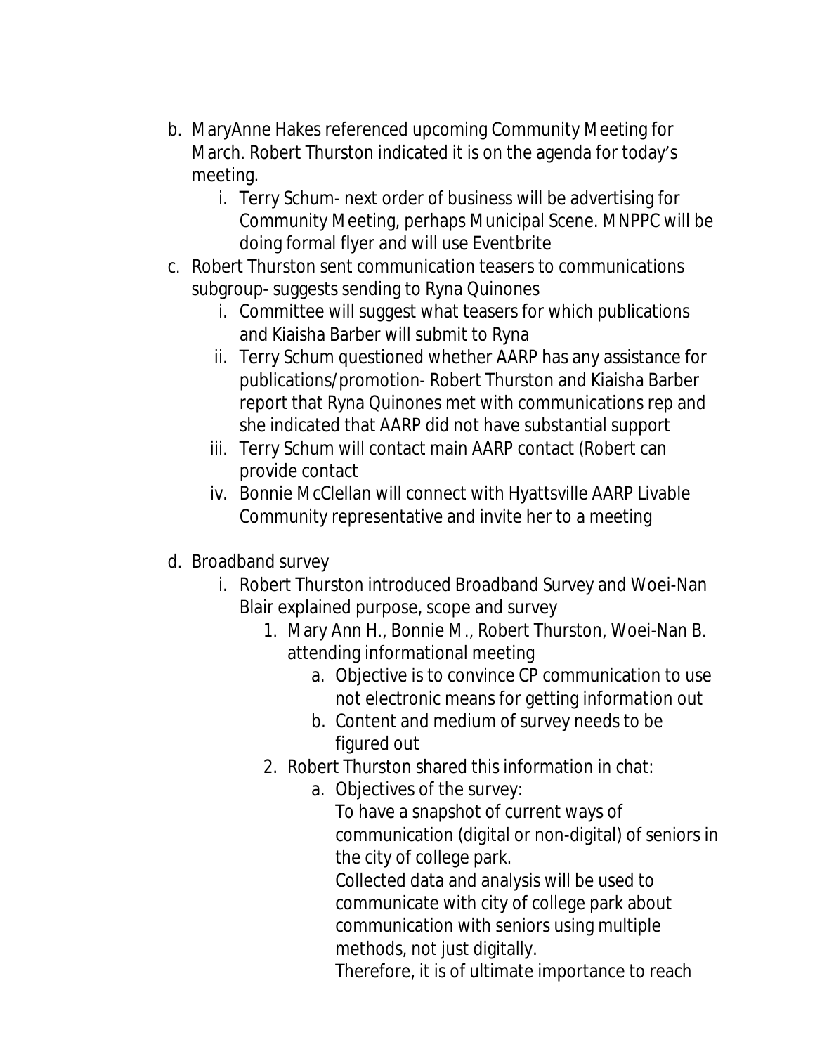b. MaryAnne Hakes referenced upcoming Community Meeting for March. Robert Thurston indicated it is on the agenda for today's meeting.
    i. Terry Schum- next order of business will be advertising for Community Meeting, perhaps Municipal Scene. MNPPC will be doing formal flyer and will use Eventbrite

c. Robert Thurston sent communication teasers to communications subgroup- suggests sending to Ryna Quinones
    i. Committee will suggest what teasers for which publications and Kiaisha Barber will submit to Ryna
    ii. Terry Schum questioned whether AARP has any assistance for publications/promotion- Robert Thurston and Kiaisha Barber report that Ryna Quinones met with communications rep and she indicated that AARP did not have substantial support
    iii. Terry Schum will contact main AARP contact (Robert can provide contact
    iv. Bonnie McClellan will connect with Hyattsville AARP Livable Community representative and invite her to a meeting

d. Broadband survey
    i. Robert Thurston introduced Broadband Survey and Woei-Nan Blair explained purpose, scope and survey
        1. Mary Ann H., Bonnie M., Robert Thurston, Woei-Nan B. attending informational meeting
            a. Objective is to convince CP communication to use not electronic means for getting information out
            b. Content and medium of survey needs to be figured out
        2. Robert Thurston shared this information in chat:
            a. Objectives of the survey:
               To have a snapshot of current ways of communication (digital or non-digital) of seniors in the city of college park.
               Collected data and analysis will be used to communicate with city of college park about communication with seniors using multiple methods, not just digitally.
               Therefore, it is of ultimate importance to reach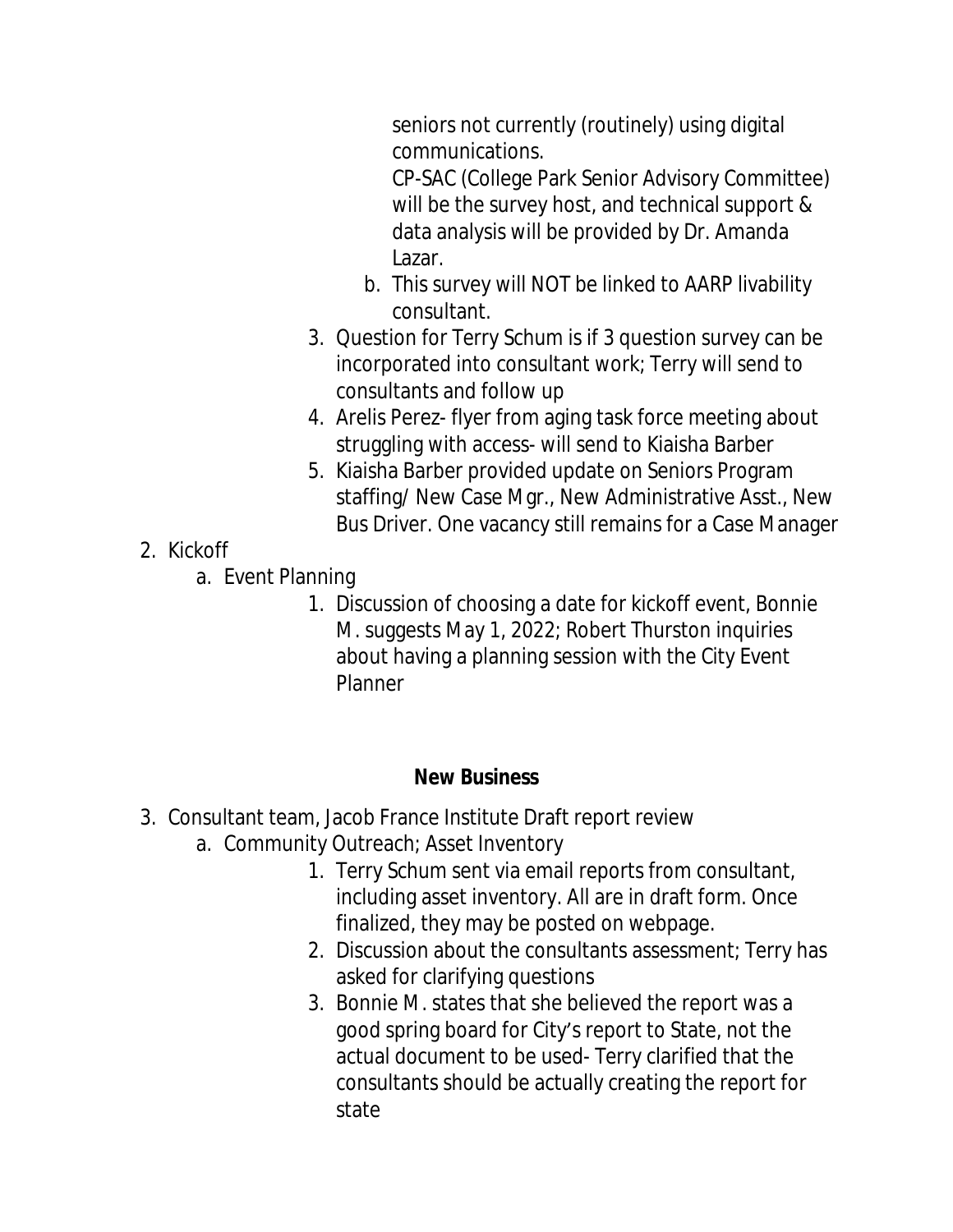seniors not currently (routinely) using digital communications.

CP-SAC (College Park Senior Advisory Committee) will be the survey host, and technical support & data analysis will be provided by Dr. Amanda Lazar.

    b. This survey will NOT be linked to AARP livability consultant.

3. Question for Terry Schum is if 3 question survey can be incorporated into consultant work; Terry will send to consultants and follow up
4. Arelis Perez- flyer from aging task force meeting about struggling with access- will send to Kiaisha Barber
5. Kiaisha Barber provided update on Seniors Program staffing/ New Case Mgr., New Administrative Asst., New Bus Driver. One vacancy still remains for a Case Manager

2. Kickoff
    a. Event Planning
        1. Discussion of choosing a date for kickoff event, Bonnie M. suggests May 1, 2022; Robert Thurston inquiries about having a planning session with the City Event Planner

**New Business**

3. Consultant team, Jacob France Institute Draft report review
    a. Community Outreach; Asset Inventory
        1. Terry Schum sent via email reports from consultant, including asset inventory. All are in draft form. Once finalized, they may be posted on webpage.
        2. Discussion about the consultants assessment; Terry has asked for clarifying questions
        3. Bonnie M. states that she believed the report was a good spring board for City's report to State, not the actual document to be used- Terry clarified that the consultants should be actually creating the report for state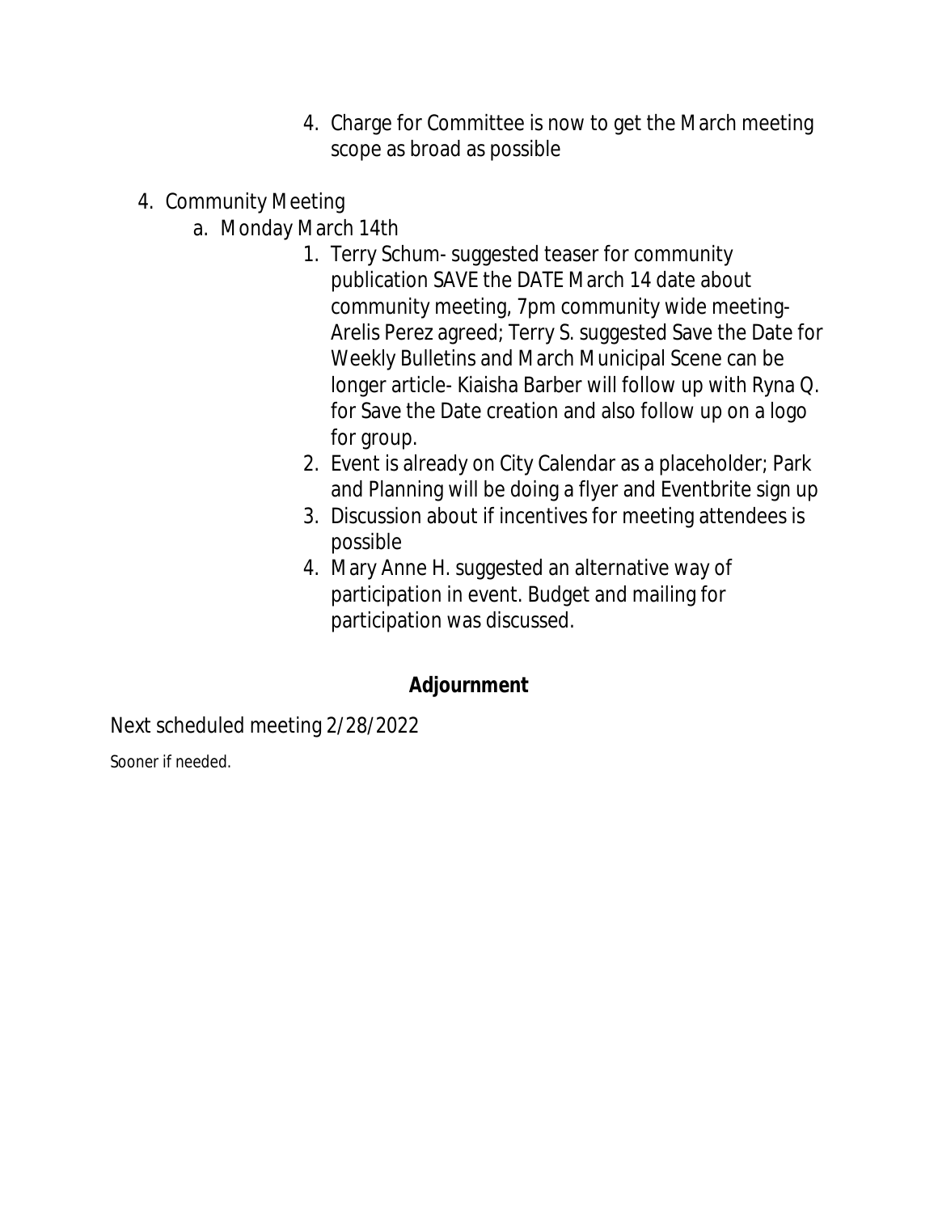4. Charge for Committee is now to get the March meeting scope as broad as possible

4. Community Meeting
   a. Monday March 14th
      1. Terry Schum- suggested teaser for community publication SAVE the DATE March 14 date about community meeting, 7pm community wide meeting- Arelis Perez agreed; Terry S. suggested Save the Date for Weekly Bulletins and March Municipal Scene can be longer article- Kiaisha Barber will follow up with Ryna Q. for Save the Date creation and also follow up on a logo for group.
      2. Event is already on City Calendar as a placeholder; Park and Planning will be doing a flyer and Eventbrite sign up
      3. Discussion about if incentives for meeting attendees is possible
      4. Mary Anne H. suggested an alternative way of participation in event. Budget and mailing for participation was discussed.

**Adjournment**

Next scheduled meeting 2/28/2022

Sooner if needed.